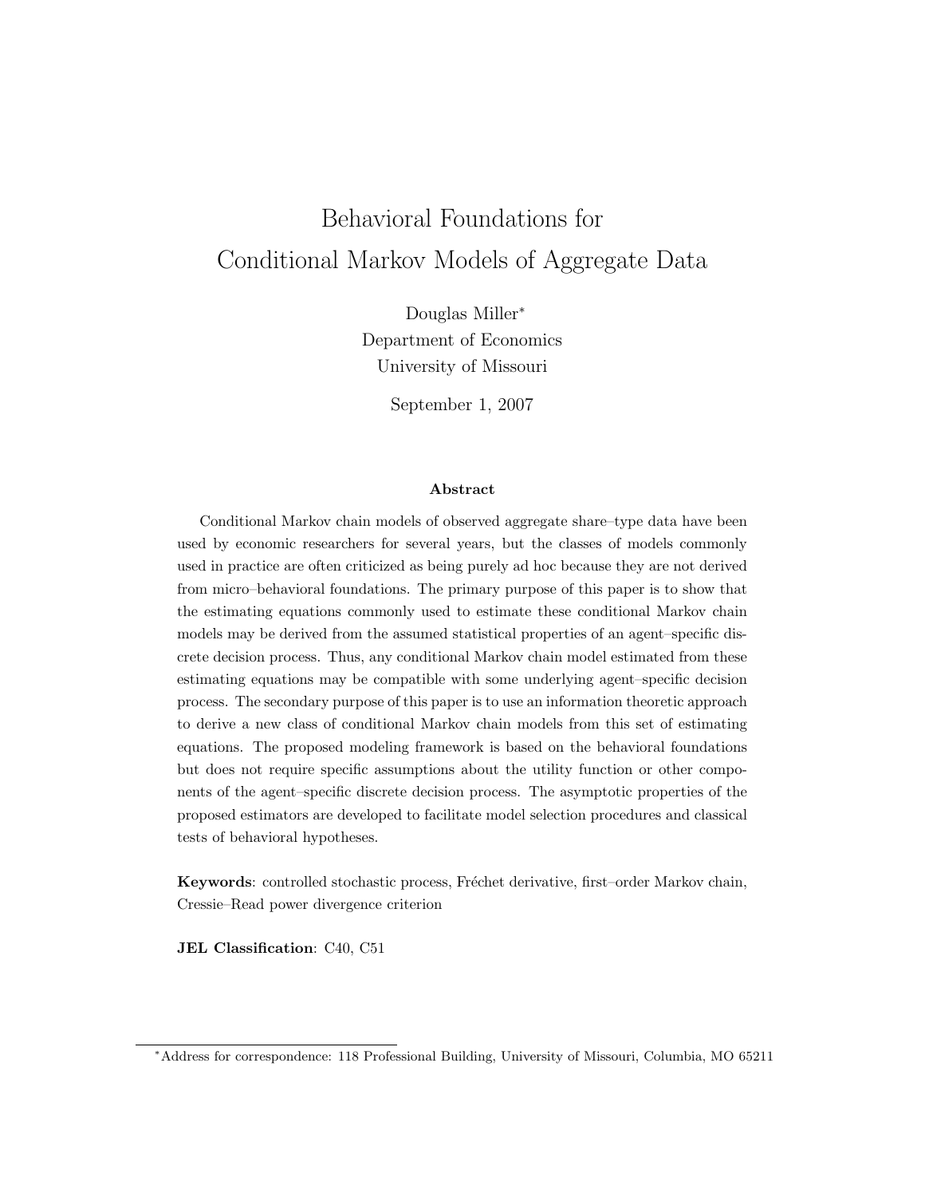# Behavioral Foundations for Conditional Markov Models of Aggregate Data

Douglas Miller*
Department of Economics
University of Missouri

September 1, 2007

### Abstract

Conditional Markov chain models of observed aggregate share–type data have been used by economic researchers for several years, but the classes of models commonly used in practice are often criticized as being purely ad hoc because they are not derived from micro–behavioral foundations. The primary purpose of this paper is to show that the estimating equations commonly used to estimate these conditional Markov chain models may be derived from the assumed statistical properties of an agent–specific discrete decision process. Thus, any conditional Markov chain model estimated from these estimating equations may be compatible with some underlying agent–specific decision process. The secondary purpose of this paper is to use an information theoretic approach to derive a new class of conditional Markov chain models from this set of estimating equations. The proposed modeling framework is based on the behavioral foundations but does not require specific assumptions about the utility function or other components of the agent–specific discrete decision process. The asymptotic properties of the proposed estimators are developed to facilitate model selection procedures and classical tests of behavioral hypotheses.

**Keywords**: controlled stochastic process, Fréchet derivative, first–order Markov chain, Cressie–Read power divergence criterion

**JEL Classification**: C40, C51

*Address for correspondence: 118 Professional Building, University of Missouri, Columbia, MO 65211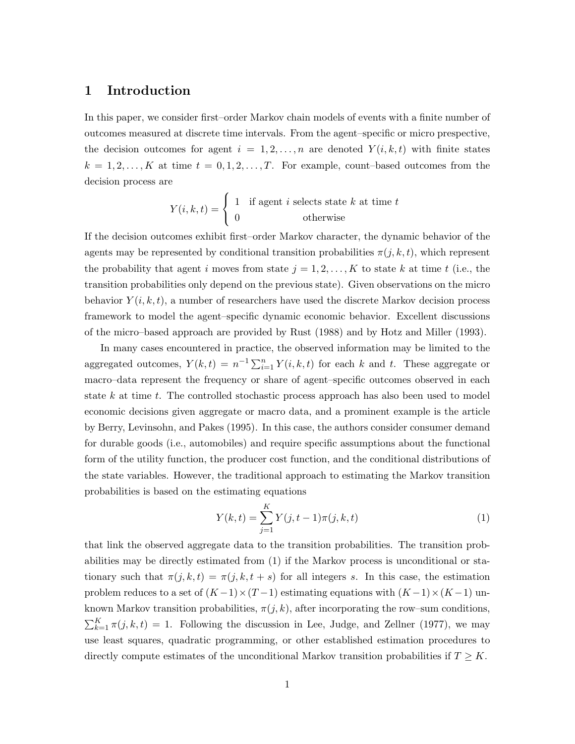# 1 Introduction

In this paper, we consider first–order Markov chain models of events with a finite number of outcomes measured at discrete time intervals. From the agent–specific or micro prespective, the decision outcomes for agent $i = 1, 2, \ldots, n$ are denoted $Y(i, k, t)$ with finite states $k = 1, 2, \ldots, K$ at time $t = 0, 1, 2, \ldots, T$. For example, count–based outcomes from the decision process are

$$Y(i,k,t) = \begin{cases} 1 & \text{if agent } i \text{ selects state } k \text{ at time } t \\ 0 & \text{otherwise} \end{cases}$$

If the decision outcomes exhibit first–order Markov character, the dynamic behavior of the agents may be represented by conditional transition probabilities $\pi(j, k, t)$, which represent the probability that agent $i$ moves from state $j = 1, 2, \ldots, K$ to state $k$ at time $t$ (i.e., the transition probabilities only depend on the previous state). Given observations on the micro behavior $Y(i, k, t)$, a number of researchers have used the discrete Markov decision process framework to model the agent–specific dynamic economic behavior. Excellent discussions of the micro–based approach are provided by Rust (1988) and by Hotz and Miller (1993).

In many cases encountered in practice, the observed information may be limited to the aggregated outcomes, $Y(k, t) = n^{-1} \sum_{i=1}^{n} Y(i, k, t)$ for each $k$ and $t$. These aggregate or macro–data represent the frequency or share of agent–specific outcomes observed in each state $k$ at time $t$. The controlled stochastic process approach has also been used to model economic decisions given aggregate or macro data, and a prominent example is the article by Berry, Levinsohn, and Pakes (1995). In this case, the authors consider consumer demand for durable goods (i.e., automobiles) and require specific assumptions about the functional form of the utility function, the producer cost function, and the conditional distributions of the state variables. However, the traditional approach to estimating the Markov transition probabilities is based on the estimating equations

$$Y(k,t) = \sum_{j=1}^{K} Y(j, t-1)\pi(j,k,t) \tag{1}$$

that link the observed aggregate data to the transition probabilities. The transition probabilities may be directly estimated from (1) if the Markov process is unconditional or stationary such that $\pi(j, k, t) = \pi(j, k, t + s)$ for all integers $s$. In this case, the estimation problem reduces to a set of $(K-1) \times (T-1)$ estimating equations with $(K-1) \times (K-1)$ unknown Markov transition probabilities, $\pi(j, k)$, after incorporating the row–sum conditions, $\sum_{k=1}^{K} \pi(j, k, t) = 1$. Following the discussion in Lee, Judge, and Zellner (1977), we may use least squares, quadratic programming, or other established estimation procedures to directly compute estimates of the unconditional Markov transition probabilities if $T \geq K$.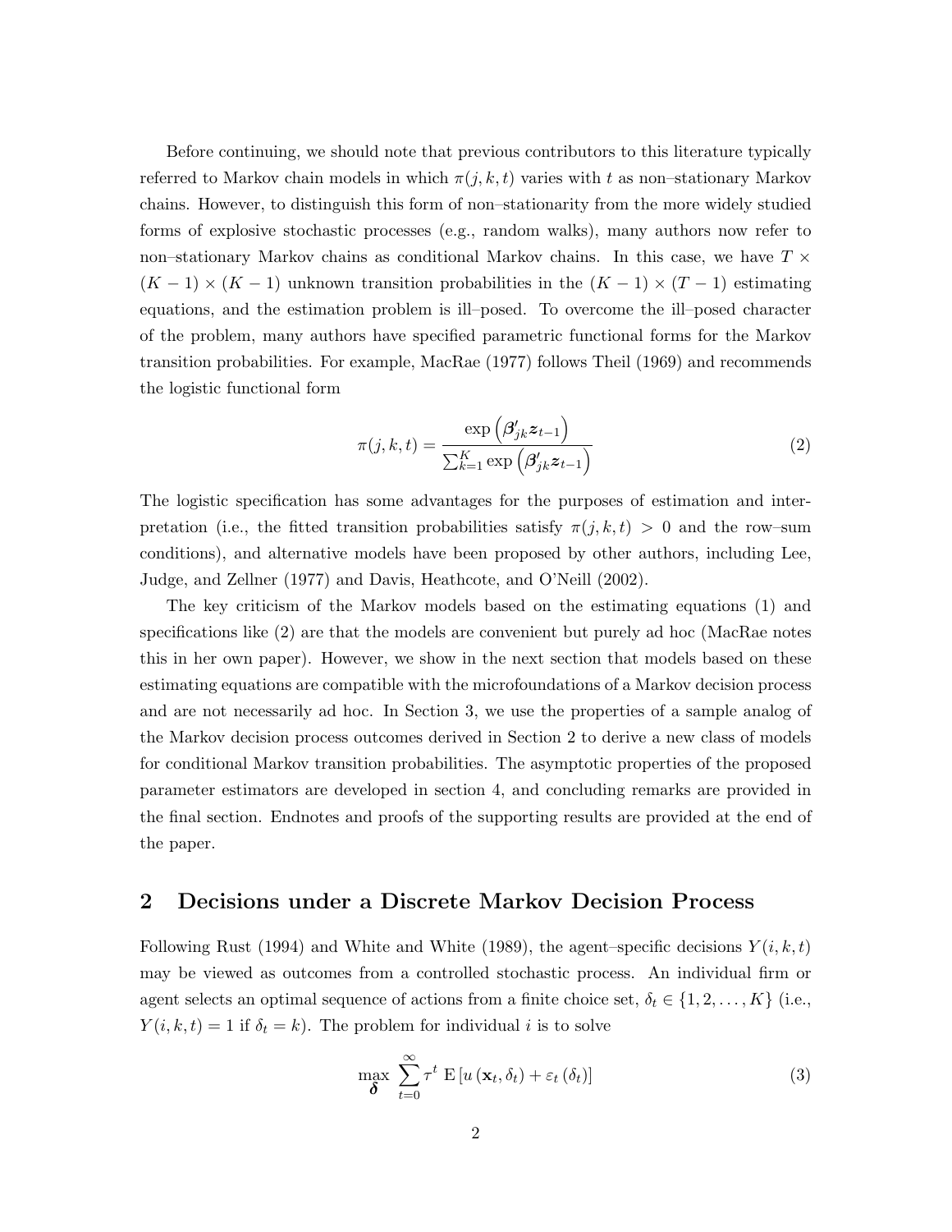Before continuing, we should note that previous contributors to this literature typically referred to Markov chain models in which $\pi(j,k,t)$ varies with $t$ as non–stationary Markov chains. However, to distinguish this form of non–stationarity from the more widely studied forms of explosive stochastic processes (e.g., random walks), many authors now refer to non–stationary Markov chains as conditional Markov chains. In this case, we have $T \times (K-1) \times (K-1)$ unknown transition probabilities in the $(K-1) \times (T-1)$ estimating equations, and the estimation problem is ill–posed. To overcome the ill–posed character of the problem, many authors have specified parametric functional forms for the Markov transition probabilities. For example, MacRae (1977) follows Theil (1969) and recommends the logistic functional form

$$\pi(j,k,t) = \frac{\exp\left(\boldsymbol{\beta}'_{jk}\boldsymbol{z}_{t-1}\right)}{\sum_{k=1}^{K}\exp\left(\boldsymbol{\beta}'_{jk}\boldsymbol{z}_{t-1}\right)} \tag{2}$$

The logistic specification has some advantages for the purposes of estimation and interpretation (i.e., the fitted transition probabilities satisfy $\pi(j,k,t) > 0$ and the row–sum conditions), and alternative models have been proposed by other authors, including Lee, Judge, and Zellner (1977) and Davis, Heathcote, and O'Neill (2002).

The key criticism of the Markov models based on the estimating equations (1) and specifications like (2) are that the models are convenient but purely ad hoc (MacRae notes this in her own paper). However, we show in the next section that models based on these estimating equations are compatible with the microfoundations of a Markov decision process and are not necessarily ad hoc. In Section 3, we use the properties of a sample analog of the Markov decision process outcomes derived in Section 2 to derive a new class of models for conditional Markov transition probabilities. The asymptotic properties of the proposed parameter estimators are developed in section 4, and concluding remarks are provided in the final section. Endnotes and proofs of the supporting results are provided at the end of the paper.

## 2 Decisions under a Discrete Markov Decision Process

Following Rust (1994) and White and White (1989), the agent–specific decisions $Y(i,k,t)$ may be viewed as outcomes from a controlled stochastic process. An individual firm or agent selects an optimal sequence of actions from a finite choice set, $\delta_t \in \{1,2,\ldots,K\}$ (i.e., $Y(i,k,t) = 1$ if $\delta_t = k$). The problem for individual $i$ is to solve

$$\max_{\boldsymbol{\delta}} \sum_{t=0}^{\infty} \tau^t \, \mathrm{E}\left[u\left(\mathbf{x}_t, \delta_t\right) + \varepsilon_t\left(\delta_t\right)\right] \tag{3}$$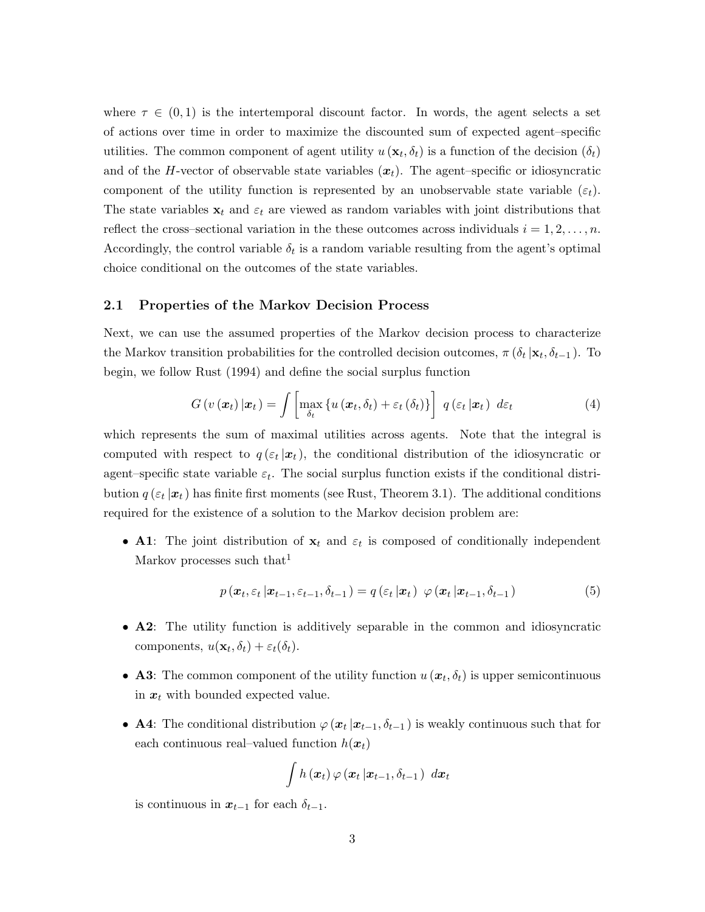where $\tau \in (0, 1)$ is the intertemporal discount factor. In words, the agent selects a set of actions over time in order to maximize the discounted sum of expected agent–specific utilities. The common component of agent utility $u(\mathbf{x}_t, \delta_t)$ is a function of the decision ($\delta_t$) and of the $H$-vector of observable state variables ($\boldsymbol{x}_t$). The agent–specific or idiosyncratic component of the utility function is represented by an unobservable state variable ($\varepsilon_t$). The state variables $\mathbf{x}_t$ and $\varepsilon_t$ are viewed as random variables with joint distributions that reflect the cross–sectional variation in the these outcomes across individuals $i = 1, 2, \ldots, n$. Accordingly, the control variable $\delta_t$ is a random variable resulting from the agent's optimal choice conditional on the outcomes of the state variables.

## 2.1 Properties of the Markov Decision Process

Next, we can use the assumed properties of the Markov decision process to characterize the Markov transition probabilities for the controlled decision outcomes, $\pi(\delta_t | \mathbf{x}_t, \delta_{t-1})$. To begin, we follow Rust (1994) and define the social surplus function

$$G(v(\boldsymbol{x}_t) | \boldsymbol{x}_t) = \int \left[ \max_{\delta_t} \{ u(\boldsymbol{x}_t, \delta_t) + \varepsilon_t(\delta_t) \} \right] q(\varepsilon_t | \boldsymbol{x}_t) \; d\varepsilon_t \tag{4}$$

which represents the sum of maximal utilities across agents. Note that the integral is computed with respect to $q(\varepsilon_t | \boldsymbol{x}_t)$, the conditional distribution of the idiosyncratic or agent–specific state variable $\varepsilon_t$. The social surplus function exists if the conditional distribution $q(\varepsilon_t | \boldsymbol{x}_t)$ has finite first moments (see Rust, Theorem 3.1). The additional conditions required for the existence of a solution to the Markov decision problem are:

- **A1**: The joint distribution of $\mathbf{x}_t$ and $\varepsilon_t$ is composed of conditionally independent Markov processes such that[1]

$$p(\boldsymbol{x}_t, \varepsilon_t | \boldsymbol{x}_{t-1}, \varepsilon_{t-1}, \delta_{t-1}) = q(\varepsilon_t | \boldsymbol{x}_t) \; \varphi(\boldsymbol{x}_t | \boldsymbol{x}_{t-1}, \delta_{t-1}) \tag{5}$$

- **A2**: The utility function is additively separable in the common and idiosyncratic components, $u(\mathbf{x}_t, \delta_t) + \varepsilon_t(\delta_t)$.

- **A3**: The common component of the utility function $u(\boldsymbol{x}_t, \delta_t)$ is upper semicontinuous in $\boldsymbol{x}_t$ with bounded expected value.

- **A4**: The conditional distribution $\varphi(\boldsymbol{x}_t | \boldsymbol{x}_{t-1}, \delta_{t-1})$ is weakly continuous such that for each continuous real–valued function $h(\boldsymbol{x}_t)$

$$\int h(\boldsymbol{x}_t) \varphi(\boldsymbol{x}_t | \boldsymbol{x}_{t-1}, \delta_{t-1}) \; d\boldsymbol{x}_t$$

  is continuous in $\boldsymbol{x}_{t-1}$ for each $\delta_{t-1}$.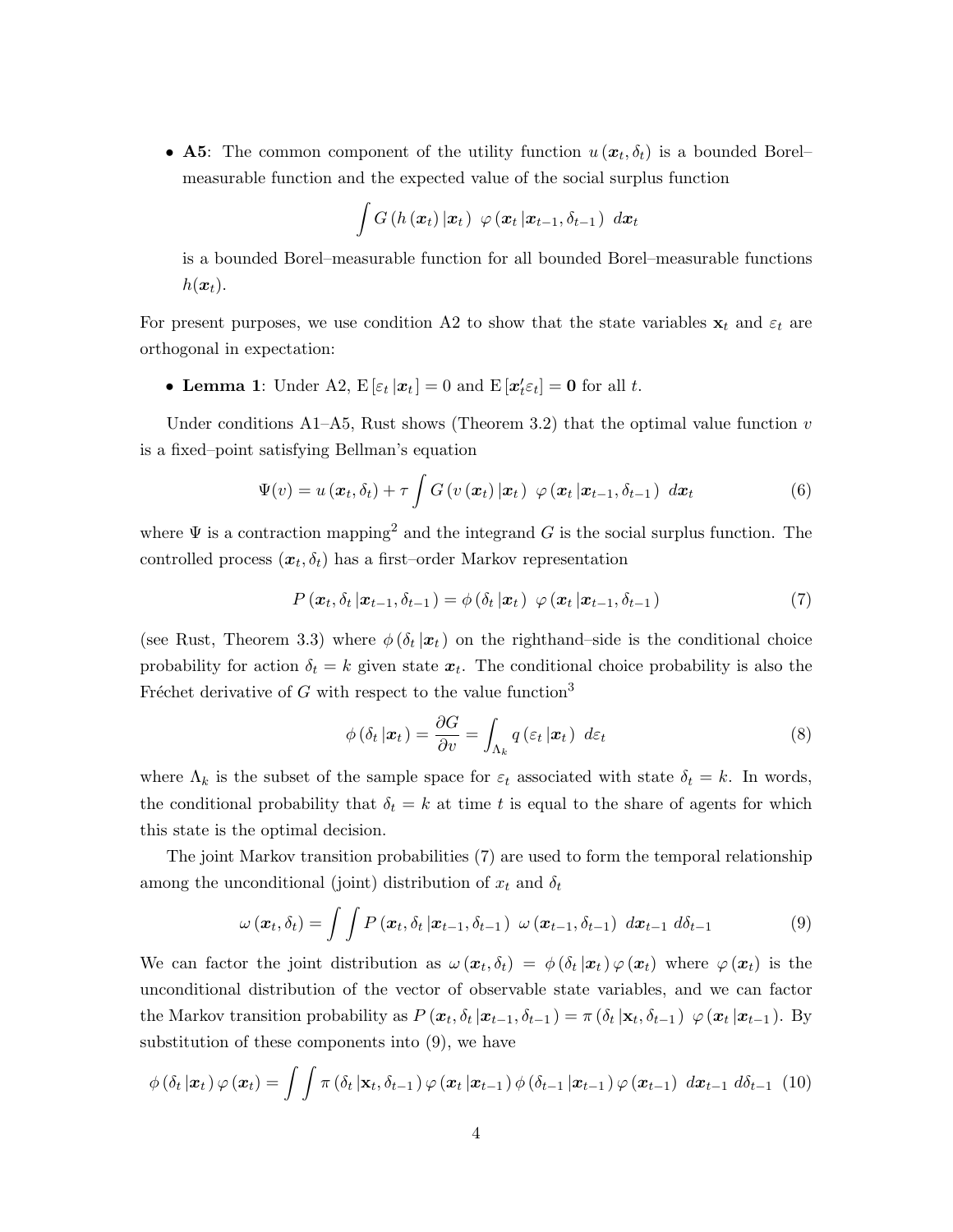- **A5**: The common component of the utility function $u(\boldsymbol{x}_t, \delta_t)$ is a bounded Borel–measurable function and the expected value of the social surplus function

$$\int G\left(h\left(\boldsymbol{x}_t\right) | \boldsymbol{x}_t\right) \; \varphi\left(\boldsymbol{x}_t \,|\boldsymbol{x}_{t-1}, \delta_{t-1}\right) \; d\boldsymbol{x}_t$$

is a bounded Borel–measurable function for all bounded Borel–measurable functions $h(\boldsymbol{x}_t)$.

For present purposes, we use condition A2 to show that the state variables $\mathbf{x}_t$ and $\varepsilon_t$ are orthogonal in expectation:

- **Lemma 1**: Under A2, $\mathrm{E}\left[\varepsilon_t \,|\boldsymbol{x}_t\right] = 0$ and $\mathrm{E}\left[\boldsymbol{x}_t' \varepsilon_t\right] = \mathbf{0}$ for all $t$.

Under conditions A1–A5, Rust shows (Theorem 3.2) that the optimal value function $v$ is a fixed–point satisfying Bellman's equation

$$\Psi(v) = u\left(\boldsymbol{x}_t, \delta_t\right) + \tau \int G\left(v\left(\boldsymbol{x}_t\right) | \boldsymbol{x}_t\right) \; \varphi\left(\boldsymbol{x}_t \,|\boldsymbol{x}_{t-1}, \delta_{t-1}\right) \; d\boldsymbol{x}_t \tag{6}$$

where $\Psi$ is a contraction mapping[2] and the integrand $G$ is the social surplus function. The controlled process $(\boldsymbol{x}_t, \delta_t)$ has a first–order Markov representation

$$P\left(\boldsymbol{x}_t, \delta_t \,|\boldsymbol{x}_{t-1}, \delta_{t-1}\right) = \phi\left(\delta_t \,|\boldsymbol{x}_t\right) \; \varphi\left(\boldsymbol{x}_t \,|\boldsymbol{x}_{t-1}, \delta_{t-1}\right) \tag{7}$$

(see Rust, Theorem 3.3) where $\phi\left(\delta_t \,|\boldsymbol{x}_t\right)$ on the righthand–side is the conditional choice probability for action $\delta_t = k$ given state $\boldsymbol{x}_t$. The conditional choice probability is also the Fréchet derivative of $G$ with respect to the value function[3]

$$\phi\left(\delta_t \,|\boldsymbol{x}_t\right) = \frac{\partial G}{\partial v} = \int_{\Lambda_k} q\left(\varepsilon_t \,|\boldsymbol{x}_t\right) \; d\varepsilon_t \tag{8}$$

where $\Lambda_k$ is the subset of the sample space for $\varepsilon_t$ associated with state $\delta_t = k$. In words, the conditional probability that $\delta_t = k$ at time $t$ is equal to the share of agents for which this state is the optimal decision.

The joint Markov transition probabilities (7) are used to form the temporal relationship among the unconditional (joint) distribution of $x_t$ and $\delta_t$

$$\omega\left(\boldsymbol{x}_t, \delta_t\right) = \int \int P\left(\boldsymbol{x}_t, \delta_t \,|\boldsymbol{x}_{t-1}, \delta_{t-1}\right) \; \omega\left(\boldsymbol{x}_{t-1}, \delta_{t-1}\right) \; d\boldsymbol{x}_{t-1} \; d\delta_{t-1} \tag{9}$$

We can factor the joint distribution as $\omega\left(\boldsymbol{x}_t, \delta_t\right) = \phi\left(\delta_t \,|\boldsymbol{x}_t\right) \varphi\left(\boldsymbol{x}_t\right)$ where $\varphi\left(\boldsymbol{x}_t\right)$ is the unconditional distribution of the vector of observable state variables, and we can factor the Markov transition probability as $P\left(\boldsymbol{x}_t, \delta_t \,|\boldsymbol{x}_{t-1}, \delta_{t-1}\right) = \pi\left(\delta_t \,|\mathbf{x}_t, \delta_{t-1}\right) \; \varphi\left(\boldsymbol{x}_t \,|\boldsymbol{x}_{t-1}\right)$. By substitution of these components into (9), we have

$$\phi\left(\delta_t \,|\boldsymbol{x}_t\right) \varphi\left(\boldsymbol{x}_t\right) = \int \int \pi\left(\delta_t \,|\mathbf{x}_t, \delta_{t-1}\right) \varphi\left(\boldsymbol{x}_t \,|\boldsymbol{x}_{t-1}\right) \phi\left(\delta_{t-1} \,|\boldsymbol{x}_{t-1}\right) \varphi\left(\boldsymbol{x}_{t-1}\right) \; d\boldsymbol{x}_{t-1} \; d\delta_{t-1} \tag{10}$$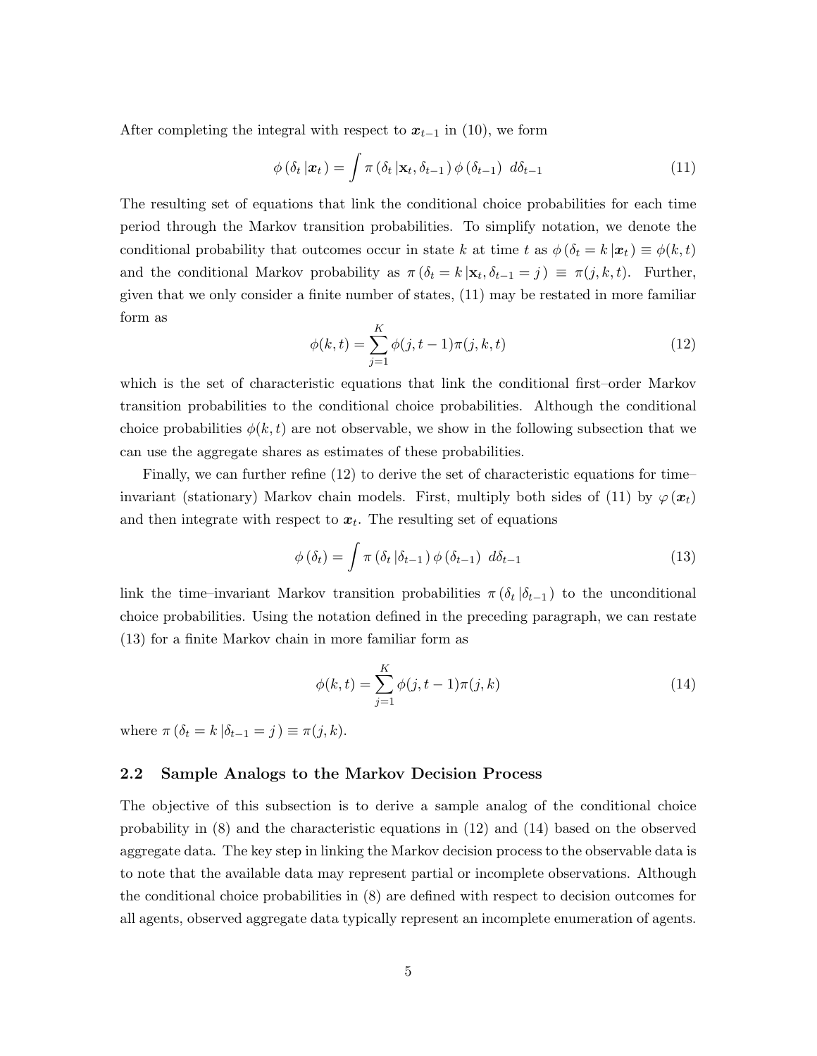After completing the integral with respect to $\boldsymbol{x}_{t-1}$ in (10), we form

$$\phi\left(\delta_t \left| \boldsymbol{x}_t \right.\right) = \int \pi\left(\delta_t \left| \mathbf{x}_t, \delta_{t-1} \right.\right) \phi\left(\delta_{t-1}\right) \; d\delta_{t-1} \tag{11}$$

The resulting set of equations that link the conditional choice probabilities for each time period through the Markov transition probabilities. To simplify notation, we denote the conditional probability that outcomes occur in state $k$ at time $t$ as $\phi\left(\delta_t = k \left| \boldsymbol{x}_t \right.\right) \equiv \phi(k,t)$ and the conditional Markov probability as $\pi\left(\delta_t = k \left| \mathbf{x}_t, \delta_{t-1} = j \right.\right) \equiv \pi(j,k,t)$. Further, given that we only consider a finite number of states, (11) may be restated in more familiar form as

$$\phi(k,t) = \sum_{j=1}^{K} \phi(j,t-1)\pi(j,k,t) \tag{12}$$

which is the set of characteristic equations that link the conditional first–order Markov transition probabilities to the conditional choice probabilities. Although the conditional choice probabilities $\phi(k,t)$ are not observable, we show in the following subsection that we can use the aggregate shares as estimates of these probabilities.

Finally, we can further refine (12) to derive the set of characteristic equations for time–invariant (stationary) Markov chain models. First, multiply both sides of (11) by $\varphi\left(\boldsymbol{x}_t\right)$ and then integrate with respect to $\boldsymbol{x}_t$. The resulting set of equations

$$\phi\left(\delta_t\right) = \int \pi\left(\delta_t \left| \delta_{t-1} \right.\right) \phi\left(\delta_{t-1}\right) \; d\delta_{t-1} \tag{13}$$

link the time–invariant Markov transition probabilities $\pi\left(\delta_t \left| \delta_{t-1} \right.\right)$ to the unconditional choice probabilities. Using the notation defined in the preceding paragraph, we can restate (13) for a finite Markov chain in more familiar form as

$$\phi(k,t) = \sum_{j=1}^{K} \phi(j,t-1)\pi(j,k) \tag{14}$$

where $\pi\left(\delta_t = k \left| \delta_{t-1} = j \right.\right) \equiv \pi(j,k)$.

### 2.2 Sample Analogs to the Markov Decision Process

The objective of this subsection is to derive a sample analog of the conditional choice probability in (8) and the characteristic equations in (12) and (14) based on the observed aggregate data. The key step in linking the Markov decision process to the observable data is to note that the available data may represent partial or incomplete observations. Although the conditional choice probabilities in (8) are defined with respect to decision outcomes for all agents, observed aggregate data typically represent an incomplete enumeration of agents.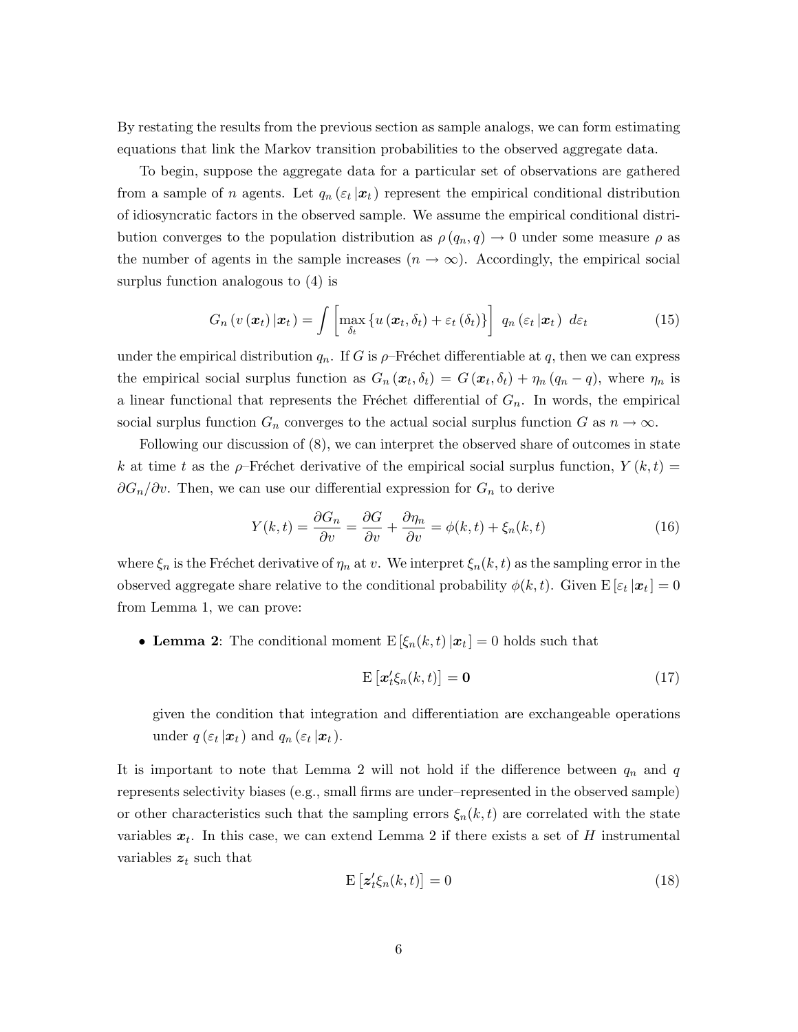By restating the results from the previous section as sample analogs, we can form estimating equations that link the Markov transition probabilities to the observed aggregate data.

To begin, suppose the aggregate data for a particular set of observations are gathered from a sample of $n$ agents. Let $q_n(\varepsilon_t|\boldsymbol{x}_t)$ represent the empirical conditional distribution of idiosyncratic factors in the observed sample. We assume the empirical conditional distribution converges to the population distribution as $\rho(q_n, q) \to 0$ under some measure $\rho$ as the number of agents in the sample increases ($n \to \infty$). Accordingly, the empirical social surplus function analogous to (4) is

$$G_n(v(\boldsymbol{x}_t)|\boldsymbol{x}_t) = \int \left[\max_{\delta_t} \{u(\boldsymbol{x}_t, \delta_t) + \varepsilon_t(\delta_t)\}\right] \; q_n(\varepsilon_t|\boldsymbol{x}_t) \; d\varepsilon_t \tag{15}$$

under the empirical distribution $q_n$. If $G$ is $\rho$–Fréchet differentiable at $q$, then we can express the empirical social surplus function as $G_n(\boldsymbol{x}_t, \delta_t) = G(\boldsymbol{x}_t, \delta_t) + \eta_n(q_n - q)$, where $\eta_n$ is a linear functional that represents the Fréchet differential of $G_n$. In words, the empirical social surplus function $G_n$ converges to the actual social surplus function $G$ as $n \to \infty$.

Following our discussion of (8), we can interpret the observed share of outcomes in state $k$ at time $t$ as the $\rho$–Fréchet derivative of the empirical social surplus function, $Y(k,t) = \partial G_n / \partial v$. Then, we can use our differential expression for $G_n$ to derive

$$Y(k,t) = \frac{\partial G_n}{\partial v} = \frac{\partial G}{\partial v} + \frac{\partial \eta_n}{\partial v} = \phi(k,t) + \xi_n(k,t) \tag{16}$$

where $\xi_n$ is the Fréchet derivative of $\eta_n$ at $v$. We interpret $\xi_n(k,t)$ as the sampling error in the observed aggregate share relative to the conditional probability $\phi(k,t)$. Given $\mathrm{E}[\varepsilon_t|\boldsymbol{x}_t] = 0$ from Lemma 1, we can prove:

- **Lemma 2**: The conditional moment $\mathrm{E}[\xi_n(k,t)|\boldsymbol{x}_t] = 0$ holds such that

$$\mathrm{E}\left[\boldsymbol{x}_t' \xi_n(k,t)\right] = \boldsymbol{0} \tag{17}$$

  given the condition that integration and differentiation are exchangeable operations under $q(\varepsilon_t|\boldsymbol{x}_t)$ and $q_n(\varepsilon_t|\boldsymbol{x}_t)$.

It is important to note that Lemma 2 will not hold if the difference between $q_n$ and $q$ represents selectivity biases (e.g., small firms are under–represented in the observed sample) or other characteristics such that the sampling errors $\xi_n(k,t)$ are correlated with the state variables $\boldsymbol{x}_t$. In this case, we can extend Lemma 2 if there exists a set of $H$ instrumental variables $\boldsymbol{z}_t$ such that

$$\mathrm{E}\left[\boldsymbol{z}_t' \xi_n(k,t)\right] = 0 \tag{18}$$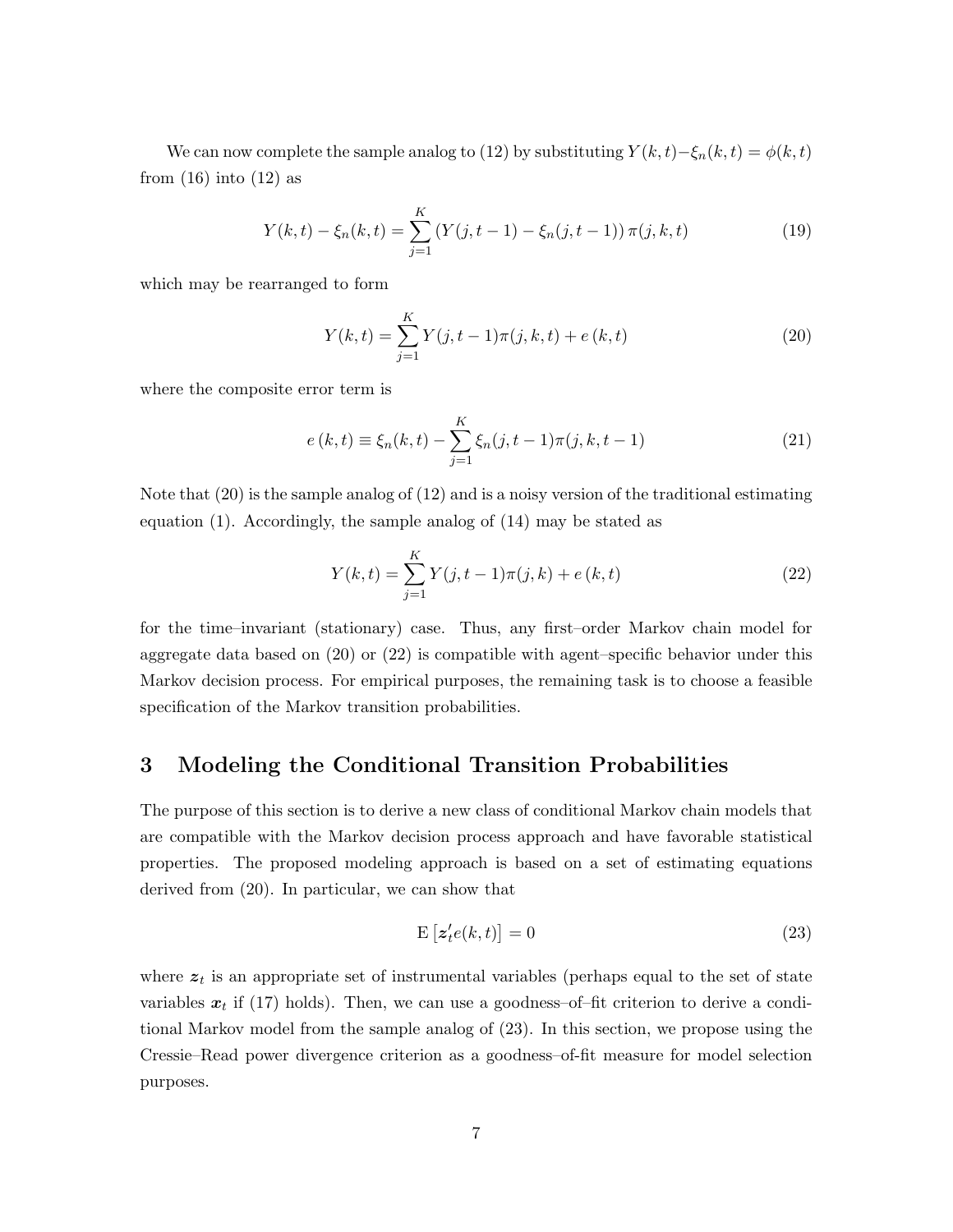We can now complete the sample analog to (12) by substituting $Y(k,t)-\xi_n(k,t)=\phi(k,t)$ from (16) into (12) as

$$Y(k,t)-\xi_n(k,t)=\sum_{j=1}^{K}\left(Y(j,t-1)-\xi_n(j,t-1)\right)\pi(j,k,t) \tag{19}$$

which may be rearranged to form

$$Y(k,t)=\sum_{j=1}^{K}Y(j,t-1)\pi(j,k,t)+e\left(k,t\right) \tag{20}$$

where the composite error term is

$$e\left(k,t\right)\equiv\xi_n(k,t)-\sum_{j=1}^{K}\xi_n(j,t-1)\pi(j,k,t-1) \tag{21}$$

Note that (20) is the sample analog of (12) and is a noisy version of the traditional estimating equation (1). Accordingly, the sample analog of (14) may be stated as

$$Y(k,t)=\sum_{j=1}^{K}Y(j,t-1)\pi(j,k)+e\left(k,t\right) \tag{22}$$

for the time–invariant (stationary) case. Thus, any first–order Markov chain model for aggregate data based on (20) or (22) is compatible with agent–specific behavior under this Markov decision process. For empirical purposes, the remaining task is to choose a feasible specification of the Markov transition probabilities.

## 3 Modeling the Conditional Transition Probabilities

The purpose of this section is to derive a new class of conditional Markov chain models that are compatible with the Markov decision process approach and have favorable statistical properties. The proposed modeling approach is based on a set of estimating equations derived from (20). In particular, we can show that

$$\mathrm{E}\left[\boldsymbol{z}_t'e(k,t)\right]=0 \tag{23}$$

where $\boldsymbol{z}_t$ is an appropriate set of instrumental variables (perhaps equal to the set of state variables $\boldsymbol{x}_t$ if (17) holds). Then, we can use a goodness–of–fit criterion to derive a conditional Markov model from the sample analog of (23). In this section, we propose using the Cressie–Read power divergence criterion as a goodness–of–fit measure for model selection purposes.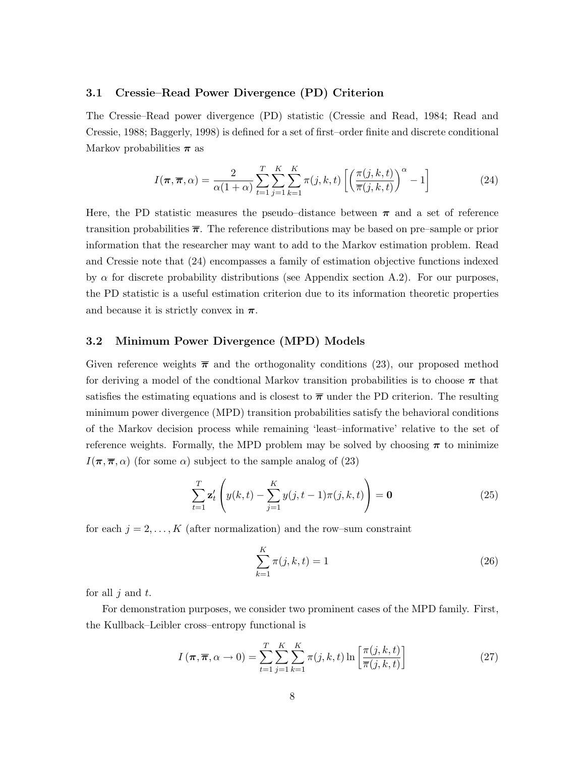### 3.1 Cressie–Read Power Divergence (PD) Criterion

The Cressie–Read power divergence (PD) statistic (Cressie and Read, 1984; Read and Cressie, 1988; Baggerly, 1998) is defined for a set of first–order finite and discrete conditional Markov probabilities $\boldsymbol{\pi}$ as

$$I(\boldsymbol{\pi}, \overline{\boldsymbol{\pi}}, \alpha) = \frac{2}{\alpha(1+\alpha)} \sum_{t=1}^{T} \sum_{j=1}^{K} \sum_{k=1}^{K} \pi(j,k,t) \left[ \left( \frac{\pi(j,k,t)}{\overline{\pi}(j,k,t)} \right)^{\alpha} - 1 \right] \tag{24}$$

Here, the PD statistic measures the pseudo–distance between $\boldsymbol{\pi}$ and a set of reference transition probabilities $\overline{\boldsymbol{\pi}}$. The reference distributions may be based on pre–sample or prior information that the researcher may want to add to the Markov estimation problem. Read and Cressie note that (24) encompasses a family of estimation objective functions indexed by $\alpha$ for discrete probability distributions (see Appendix section A.2). For our purposes, the PD statistic is a useful estimation criterion due to its information theoretic properties and because it is strictly convex in $\boldsymbol{\pi}$.

### 3.2 Minimum Power Divergence (MPD) Models

Given reference weights $\overline{\boldsymbol{\pi}}$ and the orthogonality conditions (23), our proposed method for deriving a model of the condtional Markov transition probabilities is to choose $\boldsymbol{\pi}$ that satisfies the estimating equations and is closest to $\overline{\boldsymbol{\pi}}$ under the PD criterion. The resulting minimum power divergence (MPD) transition probabilities satisfy the behavioral conditions of the Markov decision process while remaining 'least–informative' relative to the set of reference weights. Formally, the MPD problem may be solved by choosing $\boldsymbol{\pi}$ to minimize $I(\boldsymbol{\pi}, \overline{\boldsymbol{\pi}}, \alpha)$ (for some $\alpha$) subject to the sample analog of (23)

$$\sum_{t=1}^{T} \mathbf{z}_t' \left( y(k,t) - \sum_{j=1}^{K} y(j,t-1)\pi(j,k,t) \right) = \mathbf{0} \tag{25}$$

for each $j = 2, \ldots, K$ (after normalization) and the row–sum constraint

$$\sum_{k=1}^{K} \pi(j,k,t) = 1 \tag{26}$$

for all $j$ and $t$.

For demonstration purposes, we consider two prominent cases of the MPD family. First, the Kullback–Leibler cross–entropy functional is

$$I\left(\boldsymbol{\pi}, \overline{\boldsymbol{\pi}}, \alpha \to 0\right) = \sum_{t=1}^{T} \sum_{j=1}^{K} \sum_{k=1}^{K} \pi(j,k,t) \ln \left[ \frac{\pi(j,k,t)}{\overline{\pi}(j,k,t)} \right] \tag{27}$$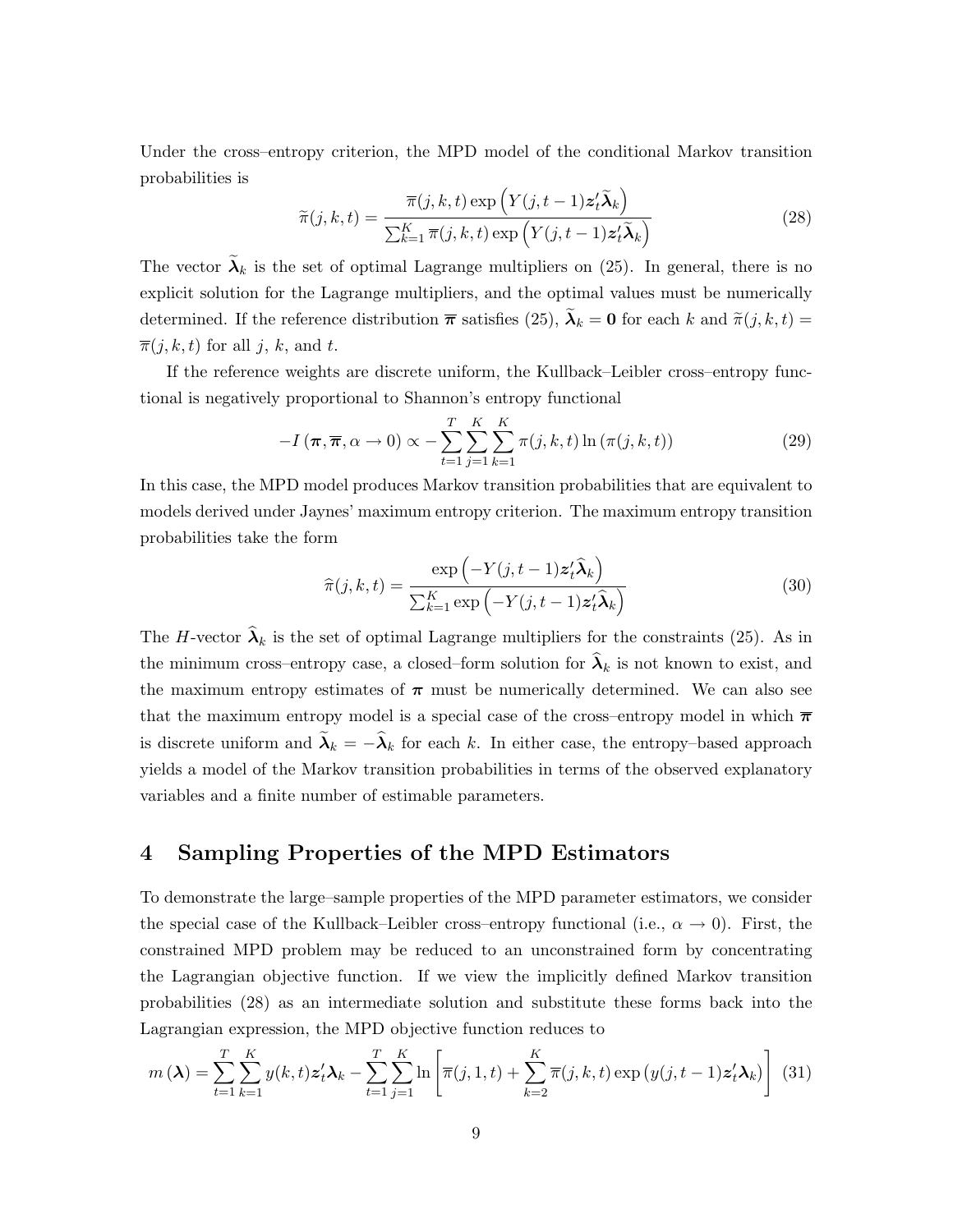Under the cross–entropy criterion, the MPD model of the conditional Markov transition probabilities is

$$\widetilde{\pi}(j,k,t) = \frac{\overline{\pi}(j,k,t)\exp\left(Y(j,t-1)\boldsymbol{z}_t'\widetilde{\boldsymbol{\lambda}}_k\right)}{\sum_{k=1}^{K}\overline{\pi}(j,k,t)\exp\left(Y(j,t-1)\boldsymbol{z}_t'\widetilde{\boldsymbol{\lambda}}_k\right)} \tag{28}$$

The vector $\widetilde{\boldsymbol{\lambda}}_k$ is the set of optimal Lagrange multipliers on (25). In general, there is no explicit solution for the Lagrange multipliers, and the optimal values must be numerically determined. If the reference distribution $\overline{\boldsymbol{\pi}}$ satisfies (25), $\widetilde{\boldsymbol{\lambda}}_k = \boldsymbol{0}$ for each $k$ and $\widetilde{\pi}(j,k,t) = \overline{\pi}(j,k,t)$ for all $j$, $k$, and $t$.

If the reference weights are discrete uniform, the Kullback–Leibler cross–entropy functional is negatively proportional to Shannon's entropy functional

$$-I\left(\boldsymbol{\pi}, \overline{\boldsymbol{\pi}}, \alpha \to 0\right) \propto -\sum_{t=1}^{T}\sum_{j=1}^{K}\sum_{k=1}^{K}\pi(j,k,t)\ln\left(\pi(j,k,t)\right) \tag{29}$$

In this case, the MPD model produces Markov transition probabilities that are equivalent to models derived under Jaynes' maximum entropy criterion. The maximum entropy transition probabilities take the form

$$\widehat{\pi}(j,k,t) = \frac{\exp\left(-Y(j,t-1)\boldsymbol{z}_t'\widehat{\boldsymbol{\lambda}}_k\right)}{\sum_{k=1}^{K}\exp\left(-Y(j,t-1)\boldsymbol{z}_t'\widehat{\boldsymbol{\lambda}}_k\right)} \tag{30}$$

The $H$-vector $\widehat{\boldsymbol{\lambda}}_k$ is the set of optimal Lagrange multipliers for the constraints (25). As in the minimum cross–entropy case, a closed–form solution for $\widehat{\boldsymbol{\lambda}}_k$ is not known to exist, and the maximum entropy estimates of $\boldsymbol{\pi}$ must be numerically determined. We can also see that the maximum entropy model is a special case of the cross–entropy model in which $\overline{\boldsymbol{\pi}}$ is discrete uniform and $\widetilde{\boldsymbol{\lambda}}_k = -\widehat{\boldsymbol{\lambda}}_k$ for each $k$. In either case, the entropy–based approach yields a model of the Markov transition probabilities in terms of the observed explanatory variables and a finite number of estimable parameters.

## 4 Sampling Properties of the MPD Estimators

To demonstrate the large–sample properties of the MPD parameter estimators, we consider the special case of the Kullback–Leibler cross–entropy functional (i.e., $\alpha \to 0$). First, the constrained MPD problem may be reduced to an unconstrained form by concentrating the Lagrangian objective function. If we view the implicitly defined Markov transition probabilities (28) as an intermediate solution and substitute these forms back into the Lagrangian expression, the MPD objective function reduces to

$$m\left(\boldsymbol{\lambda}\right) = \sum_{t=1}^{T}\sum_{k=1}^{K} y(k,t)\boldsymbol{z}_t'\boldsymbol{\lambda}_k - \sum_{t=1}^{T}\sum_{j=1}^{K}\ln\left[\overline{\pi}(j,1,t) + \sum_{k=2}^{K}\overline{\pi}(j,k,t)\exp\left(y(j,t-1)\boldsymbol{z}_t'\boldsymbol{\lambda}_k\right)\right] \tag{31}$$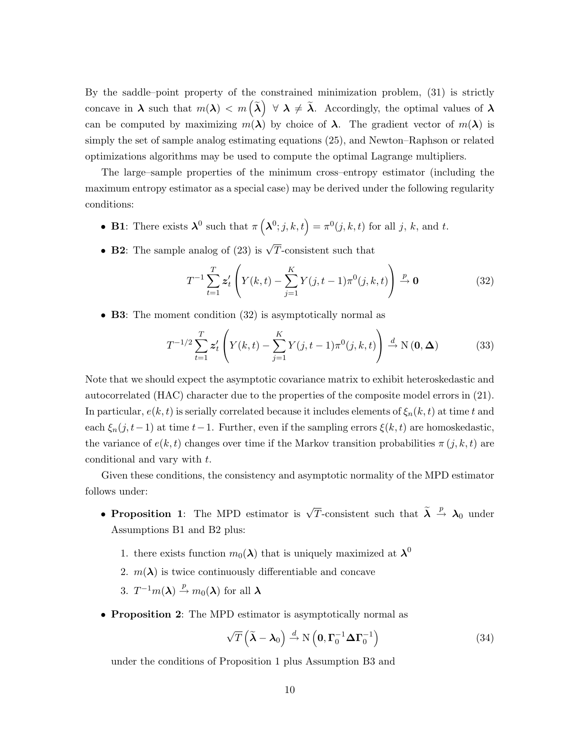By the saddle–point property of the constrained minimization problem, (31) is strictly concave in $\boldsymbol{\lambda}$ such that $m(\boldsymbol{\lambda}) < m\left(\widetilde{\boldsymbol{\lambda}}\right) \ \forall \ \boldsymbol{\lambda} \neq \widetilde{\boldsymbol{\lambda}}$. Accordingly, the optimal values of $\boldsymbol{\lambda}$ can be computed by maximizing $m(\boldsymbol{\lambda})$ by choice of $\boldsymbol{\lambda}$. The gradient vector of $m(\boldsymbol{\lambda})$ is simply the set of sample analog estimating equations (25), and Newton–Raphson or related optimizations algorithms may be used to compute the optimal Lagrange multipliers.

The large–sample properties of the minimum cross–entropy estimator (including the maximum entropy estimator as a special case) may be derived under the following regularity conditions:

- **B1**: There exists $\boldsymbol{\lambda}^0$ such that $\pi\left(\boldsymbol{\lambda}^0; j, k, t\right) = \pi^0(j, k, t)$ for all $j$, $k$, and $t$.
- **B2**: The sample analog of (23) is $\sqrt{T}$-consistent such that

$$T^{-1}\sum_{t=1}^{T} \boldsymbol{z}_t' \left( Y(k,t) - \sum_{j=1}^{K} Y(j,t-1)\pi^0(j,k,t) \right) \xrightarrow{p} \mathbf{0} \tag{32}$$

- **B3**: The moment condition (32) is asymptotically normal as

$$T^{-1/2}\sum_{t=1}^{T} \boldsymbol{z}_t' \left( Y(k,t) - \sum_{j=1}^{K} Y(j,t-1)\pi^0(j,k,t) \right) \xrightarrow{d} \mathrm{N}\left(\mathbf{0}, \boldsymbol{\Delta}\right) \tag{33}$$

Note that we should expect the asymptotic covariance matrix to exhibit heteroskedastic and autocorrelated (HAC) character due to the properties of the composite model errors in (21). In particular, $e(k,t)$ is serially correlated because it includes elements of $\xi_n(k,t)$ at time $t$ and each $\xi_n(j,t-1)$ at time $t-1$. Further, even if the sampling errors $\xi(k,t)$ are homoskedastic, the variance of $e(k,t)$ changes over time if the Markov transition probabilities $\pi\left(j,k,t\right)$ are conditional and vary with $t$.

Given these conditions, the consistency and asymptotic normality of the MPD estimator follows under:

- **Proposition 1**: The MPD estimator is $\sqrt{T}$-consistent such that $\widetilde{\boldsymbol{\lambda}} \xrightarrow{p} \boldsymbol{\lambda}_0$ under Assumptions B1 and B2 plus:
  1. there exists function $m_0(\boldsymbol{\lambda})$ that is uniquely maximized at $\boldsymbol{\lambda}^0$
  2. $m(\boldsymbol{\lambda})$ is twice continuously differentiable and concave
  3. $T^{-1}m(\boldsymbol{\lambda}) \xrightarrow{p} m_0(\boldsymbol{\lambda})$ for all $\boldsymbol{\lambda}$
- **Proposition 2**: The MPD estimator is asymptotically normal as

$$\sqrt{T}\left(\widetilde{\boldsymbol{\lambda}} - \boldsymbol{\lambda}_0\right) \xrightarrow{d} \mathrm{N}\left(\mathbf{0}, \boldsymbol{\Gamma}_0^{-1}\boldsymbol{\Delta}\boldsymbol{\Gamma}_0^{-1}\right) \tag{34}$$

  under the conditions of Proposition 1 plus Assumption B3 and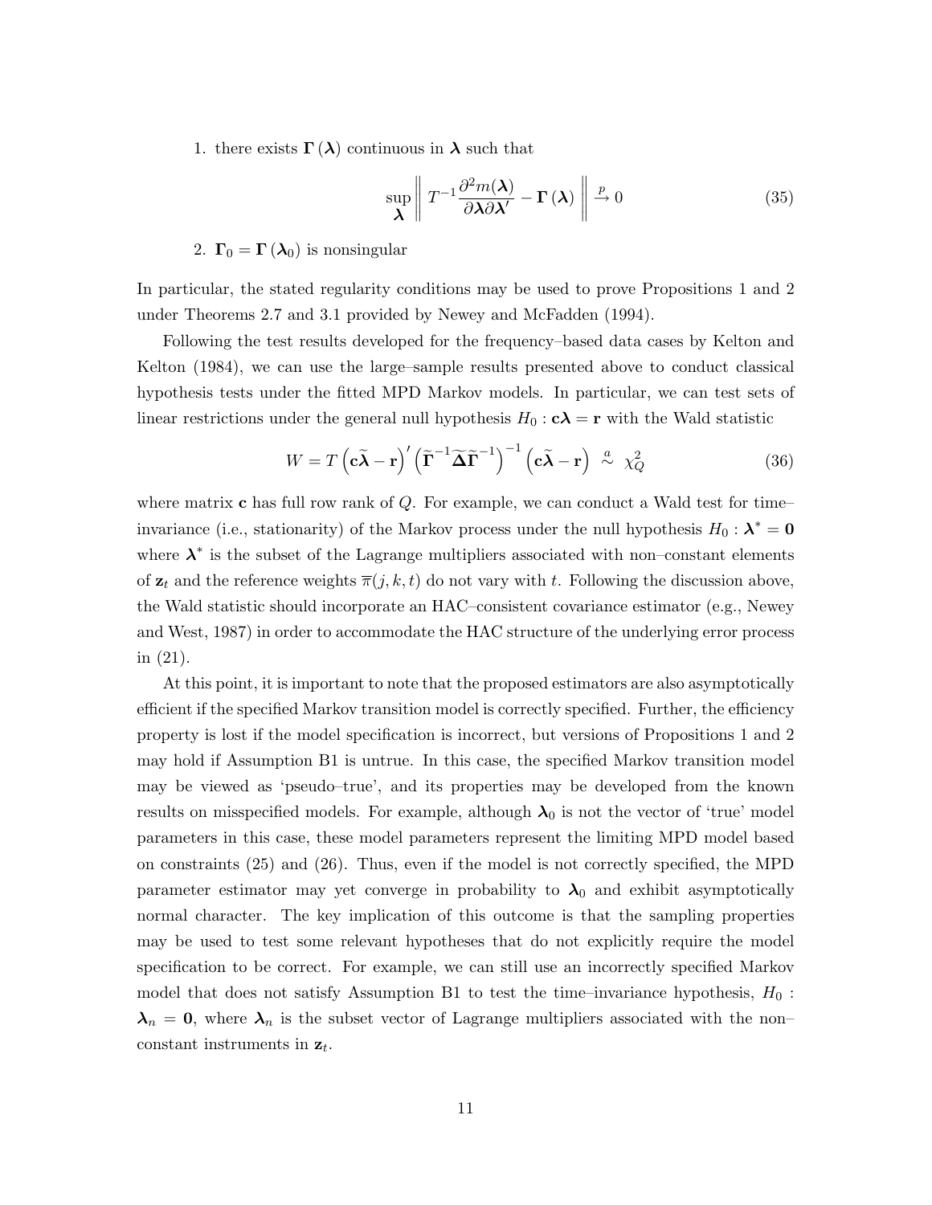1. there exists $\boldsymbol{\Gamma}(\boldsymbol{\lambda})$ continuous in $\boldsymbol{\lambda}$ such that

$$\sup_{\boldsymbol{\lambda}} \left\| T^{-1} \frac{\partial^2 m(\boldsymbol{\lambda})}{\partial \boldsymbol{\lambda} \partial \boldsymbol{\lambda}'} - \boldsymbol{\Gamma}(\boldsymbol{\lambda}) \right\| \xrightarrow{p} 0 \tag{35}$$

2. $\boldsymbol{\Gamma}_0 = \boldsymbol{\Gamma}(\boldsymbol{\lambda}_0)$ is nonsingular

In particular, the stated regularity conditions may be used to prove Propositions 1 and 2 under Theorems 2.7 and 3.1 provided by Newey and McFadden (1994).

Following the test results developed for the frequency–based data cases by Kelton and Kelton (1984), we can use the large–sample results presented above to conduct classical hypothesis tests under the fitted MPD Markov models. In particular, we can test sets of linear restrictions under the general null hypothesis $H_0 : \mathbf{c}\boldsymbol{\lambda} = \mathbf{r}$ with the Wald statistic

$$W = T\left(\mathbf{c}\widetilde{\boldsymbol{\lambda}} - \mathbf{r}\right)' \left(\widetilde{\boldsymbol{\Gamma}}^{-1} \widetilde{\boldsymbol{\Delta}} \widetilde{\boldsymbol{\Gamma}}^{-1}\right)^{-1} \left(\mathbf{c}\widetilde{\boldsymbol{\lambda}} - \mathbf{r}\right) \overset{a}{\sim} \chi^2_Q \tag{36}$$

where matrix $\mathbf{c}$ has full row rank of $Q$. For example, we can conduct a Wald test for time–invariance (i.e., stationarity) of the Markov process under the null hypothesis $H_0 : \boldsymbol{\lambda}^* = \mathbf{0}$ where $\boldsymbol{\lambda}^*$ is the subset of the Lagrange multipliers associated with non–constant elements of $\mathbf{z}_t$ and the reference weights $\overline{\pi}(j,k,t)$ do not vary with $t$. Following the discussion above, the Wald statistic should incorporate an HAC–consistent covariance estimator (e.g., Newey and West, 1987) in order to accommodate the HAC structure of the underlying error process in (21).

At this point, it is important to note that the proposed estimators are also asymptotically efficient if the specified Markov transition model is correctly specified. Further, the efficiency property is lost if the model specification is incorrect, but versions of Propositions 1 and 2 may hold if Assumption B1 is untrue. In this case, the specified Markov transition model may be viewed as 'pseudo–true', and its properties may be developed from the known results on misspecified models. For example, although $\boldsymbol{\lambda}_0$ is not the vector of 'true' model parameters in this case, these model parameters represent the limiting MPD model based on constraints (25) and (26). Thus, even if the model is not correctly specified, the MPD parameter estimator may yet converge in probability to $\boldsymbol{\lambda}_0$ and exhibit asymptotically normal character. The key implication of this outcome is that the sampling properties may be used to test some relevant hypotheses that do not explicitly require the model specification to be correct. For example, we can still use an incorrectly specified Markov model that does not satisfy Assumption B1 to test the time–invariance hypothesis, $H_0 : \boldsymbol{\lambda}_n = \mathbf{0}$, where $\boldsymbol{\lambda}_n$ is the subset vector of Lagrange multipliers associated with the non–constant instruments in $\mathbf{z}_t$.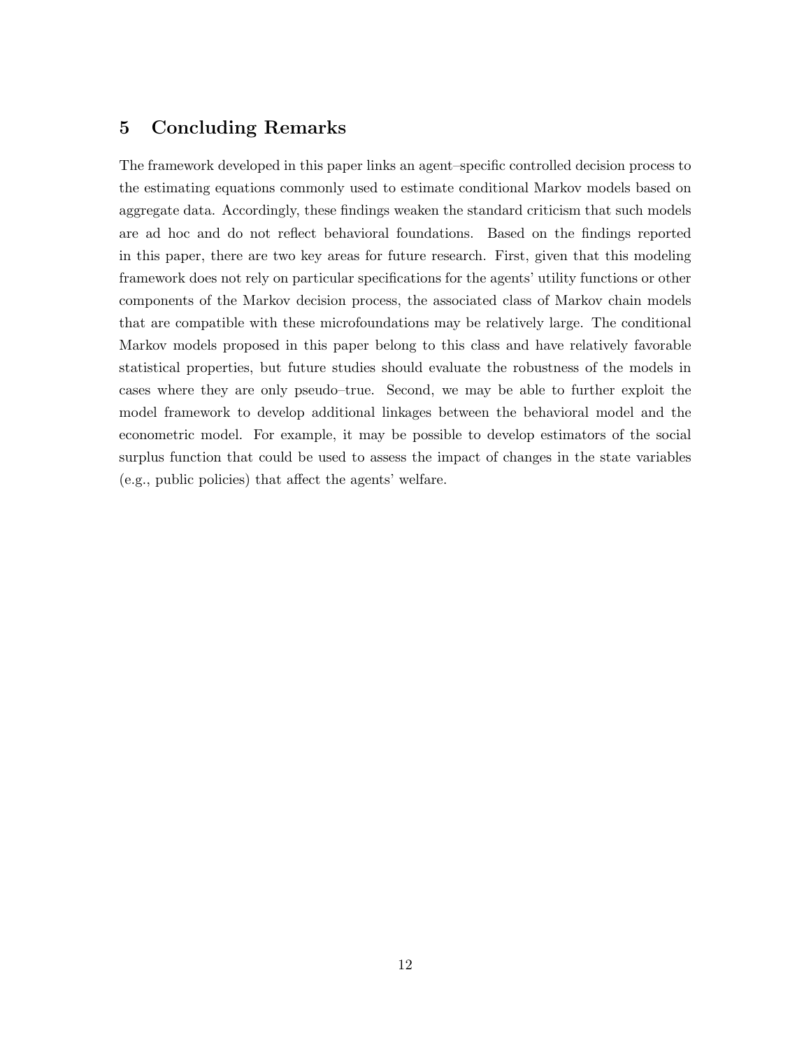## 5 Concluding Remarks

The framework developed in this paper links an agent–specific controlled decision process to the estimating equations commonly used to estimate conditional Markov models based on aggregate data. Accordingly, these findings weaken the standard criticism that such models are ad hoc and do not reflect behavioral foundations. Based on the findings reported in this paper, there are two key areas for future research. First, given that this modeling framework does not rely on particular specifications for the agents' utility functions or other components of the Markov decision process, the associated class of Markov chain models that are compatible with these microfoundations may be relatively large. The conditional Markov models proposed in this paper belong to this class and have relatively favorable statistical properties, but future studies should evaluate the robustness of the models in cases where they are only pseudo–true. Second, we may be able to further exploit the model framework to develop additional linkages between the behavioral model and the econometric model. For example, it may be possible to develop estimators of the social surplus function that could be used to assess the impact of changes in the state variables (e.g., public policies) that affect the agents' welfare.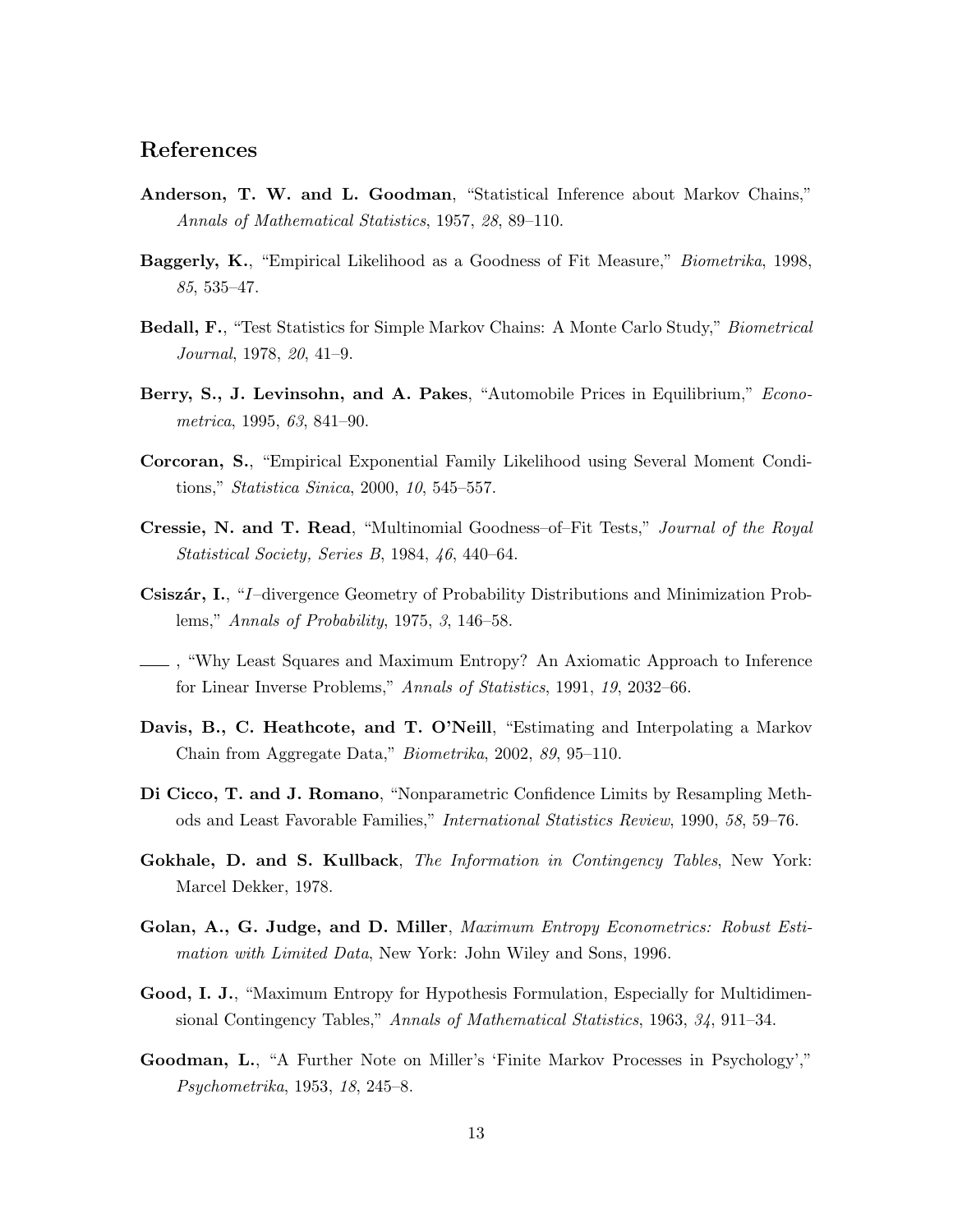## References

**Anderson, T. W. and L. Goodman**, "Statistical Inference about Markov Chains," *Annals of Mathematical Statistics*, 1957, *28*, 89–110.

**Baggerly, K.**, "Empirical Likelihood as a Goodness of Fit Measure," *Biometrika*, 1998, *85*, 535–47.

**Bedall, F.**, "Test Statistics for Simple Markov Chains: A Monte Carlo Study," *Biometrical Journal*, 1978, *20*, 41–9.

**Berry, S., J. Levinsohn, and A. Pakes**, "Automobile Prices in Equilibrium," *Econometrica*, 1995, *63*, 841–90.

**Corcoran, S.**, "Empirical Exponential Family Likelihood using Several Moment Conditions," *Statistica Sinica*, 2000, *10*, 545–557.

**Cressie, N. and T. Read**, "Multinomial Goodness–of–Fit Tests," *Journal of the Royal Statistical Society, Series B*, 1984, *46*, 440–64.

**Csiszár, I.**, "*I*–divergence Geometry of Probability Distributions and Minimization Problems," *Annals of Probability*, 1975, *3*, 146–58.

——, "Why Least Squares and Maximum Entropy? An Axiomatic Approach to Inference for Linear Inverse Problems," *Annals of Statistics*, 1991, *19*, 2032–66.

**Davis, B., C. Heathcote, and T. O'Neill**, "Estimating and Interpolating a Markov Chain from Aggregate Data," *Biometrika*, 2002, *89*, 95–110.

**Di Cicco, T. and J. Romano**, "Nonparametric Confidence Limits by Resampling Methods and Least Favorable Families," *International Statistics Review*, 1990, *58*, 59–76.

**Gokhale, D. and S. Kullback**, *The Information in Contingency Tables*, New York: Marcel Dekker, 1978.

**Golan, A., G. Judge, and D. Miller**, *Maximum Entropy Econometrics: Robust Estimation with Limited Data*, New York: John Wiley and Sons, 1996.

**Good, I. J.**, "Maximum Entropy for Hypothesis Formulation, Especially for Multidimensional Contingency Tables," *Annals of Mathematical Statistics*, 1963, *34*, 911–34.

**Goodman, L.**, "A Further Note on Miller's 'Finite Markov Processes in Psychology'," *Psychometrika*, 1953, *18*, 245–8.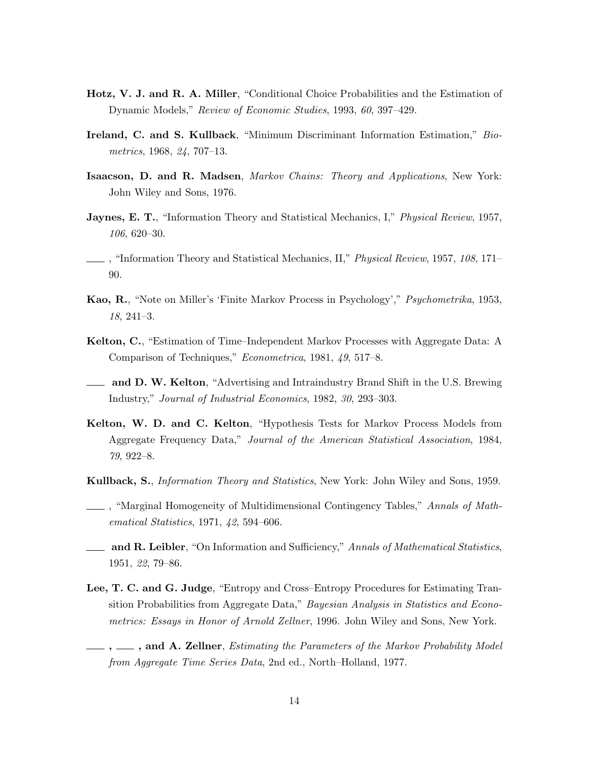**Hotz, V. J. and R. A. Miller**, "Conditional Choice Probabilities and the Estimation of Dynamic Models," *Review of Economic Studies*, 1993, *60*, 397–429.

**Ireland, C. and S. Kullback**, "Minimum Discriminant Information Estimation," *Biometrics*, 1968, *24*, 707–13.

**Isaacson, D. and R. Madsen**, *Markov Chains: Theory and Applications*, New York: John Wiley and Sons, 1976.

**Jaynes, E. T.**, "Information Theory and Statistical Mechanics, I," *Physical Review*, 1957, *106*, 620–30.

\_\_\_\_ , "Information Theory and Statistical Mechanics, II," *Physical Review*, 1957, *108*, 171–90.

**Kao, R.**, "Note on Miller's 'Finite Markov Process in Psychology'," *Psychometrika*, 1953, *18*, 241–3.

**Kelton, C.**, "Estimation of Time–Independent Markov Processes with Aggregate Data: A Comparison of Techniques," *Econometrica*, 1981, *49*, 517–8.

\_\_\_\_ **and D. W. Kelton**, "Advertising and Intraindustry Brand Shift in the U.S. Brewing Industry," *Journal of Industrial Economics*, 1982, *30*, 293–303.

**Kelton, W. D. and C. Kelton**, "Hypothesis Tests for Markov Process Models from Aggregate Frequency Data," *Journal of the American Statistical Association*, 1984, *79*, 922–8.

**Kullback, S.**, *Information Theory and Statistics*, New York: John Wiley and Sons, 1959.

\_\_\_\_ , "Marginal Homogeneity of Multidimensional Contingency Tables," *Annals of Mathematical Statistics*, 1971, *42*, 594–606.

\_\_\_\_ **and R. Leibler**, "On Information and Sufficiency," *Annals of Mathematical Statistics*, 1951, *22*, 79–86.

**Lee, T. C. and G. Judge**, "Entropy and Cross–Entropy Procedures for Estimating Transition Probabilities from Aggregate Data," *Bayesian Analysis in Statistics and Econometrics: Essays in Honor of Arnold Zellner*, 1996. John Wiley and Sons, New York.

\_\_\_\_ **,** \_\_\_\_ **, and A. Zellner**, *Estimating the Parameters of the Markov Probability Model from Aggregate Time Series Data*, 2nd ed., North–Holland, 1977.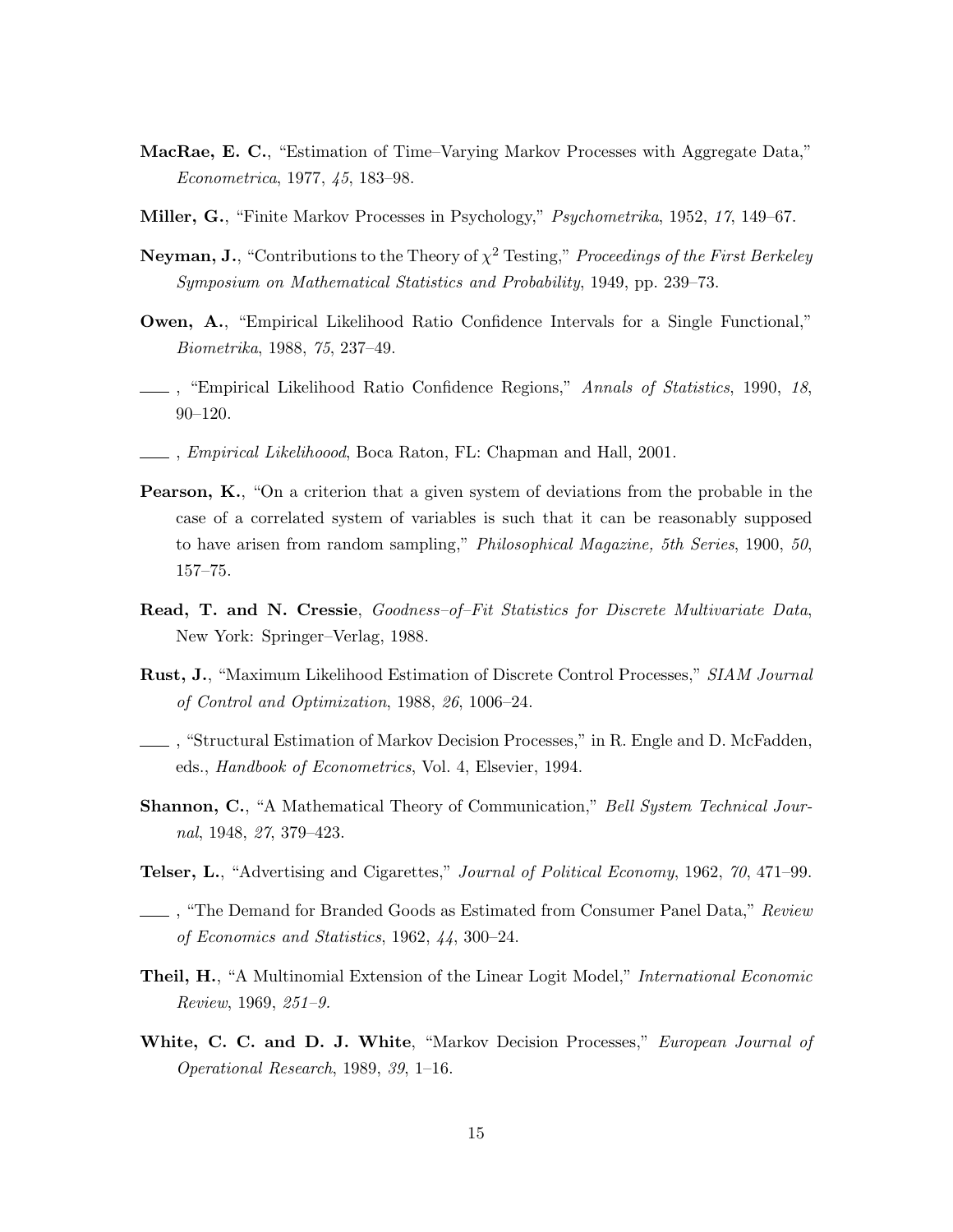**MacRae, E. C.**, "Estimation of Time–Varying Markov Processes with Aggregate Data," *Econometrica*, 1977, *45*, 183–98.

**Miller, G.**, "Finite Markov Processes in Psychology," *Psychometrika*, 1952, *17*, 149–67.

**Neyman, J.**, "Contributions to the Theory of $\chi^2$ Testing," *Proceedings of the First Berkeley Symposium on Mathematical Statistics and Probability*, 1949, pp. 239–73.

**Owen, A.**, "Empirical Likelihood Ratio Confidence Intervals for a Single Functional," *Biometrika*, 1988, *75*, 237–49.

\_\_\_\_ , "Empirical Likelihood Ratio Confidence Regions," *Annals of Statistics*, 1990, *18*, 90–120.

\_\_\_\_ , *Empirical Likelihoood*, Boca Raton, FL: Chapman and Hall, 2001.

**Pearson, K.**, "On a criterion that a given system of deviations from the probable in the case of a correlated system of variables is such that it can be reasonably supposed to have arisen from random sampling," *Philosophical Magazine, 5th Series*, 1900, *50*, 157–75.

**Read, T. and N. Cressie**, *Goodness–of–Fit Statistics for Discrete Multivariate Data*, New York: Springer–Verlag, 1988.

**Rust, J.**, "Maximum Likelihood Estimation of Discrete Control Processes," *SIAM Journal of Control and Optimization*, 1988, *26*, 1006–24.

\_\_\_\_ , "Structural Estimation of Markov Decision Processes," in R. Engle and D. McFadden, eds., *Handbook of Econometrics*, Vol. 4, Elsevier, 1994.

**Shannon, C.**, "A Mathematical Theory of Communication," *Bell System Technical Journal*, 1948, *27*, 379–423.

**Telser, L.**, "Advertising and Cigarettes," *Journal of Political Economy*, 1962, *70*, 471–99.

\_\_\_\_ , "The Demand for Branded Goods as Estimated from Consumer Panel Data," *Review of Economics and Statistics*, 1962, *44*, 300–24.

**Theil, H.**, "A Multinomial Extension of the Linear Logit Model," *International Economic Review*, 1969, *251–9.*

**White, C. C. and D. J. White**, "Markov Decision Processes," *European Journal of Operational Research*, 1989, *39*, 1–16.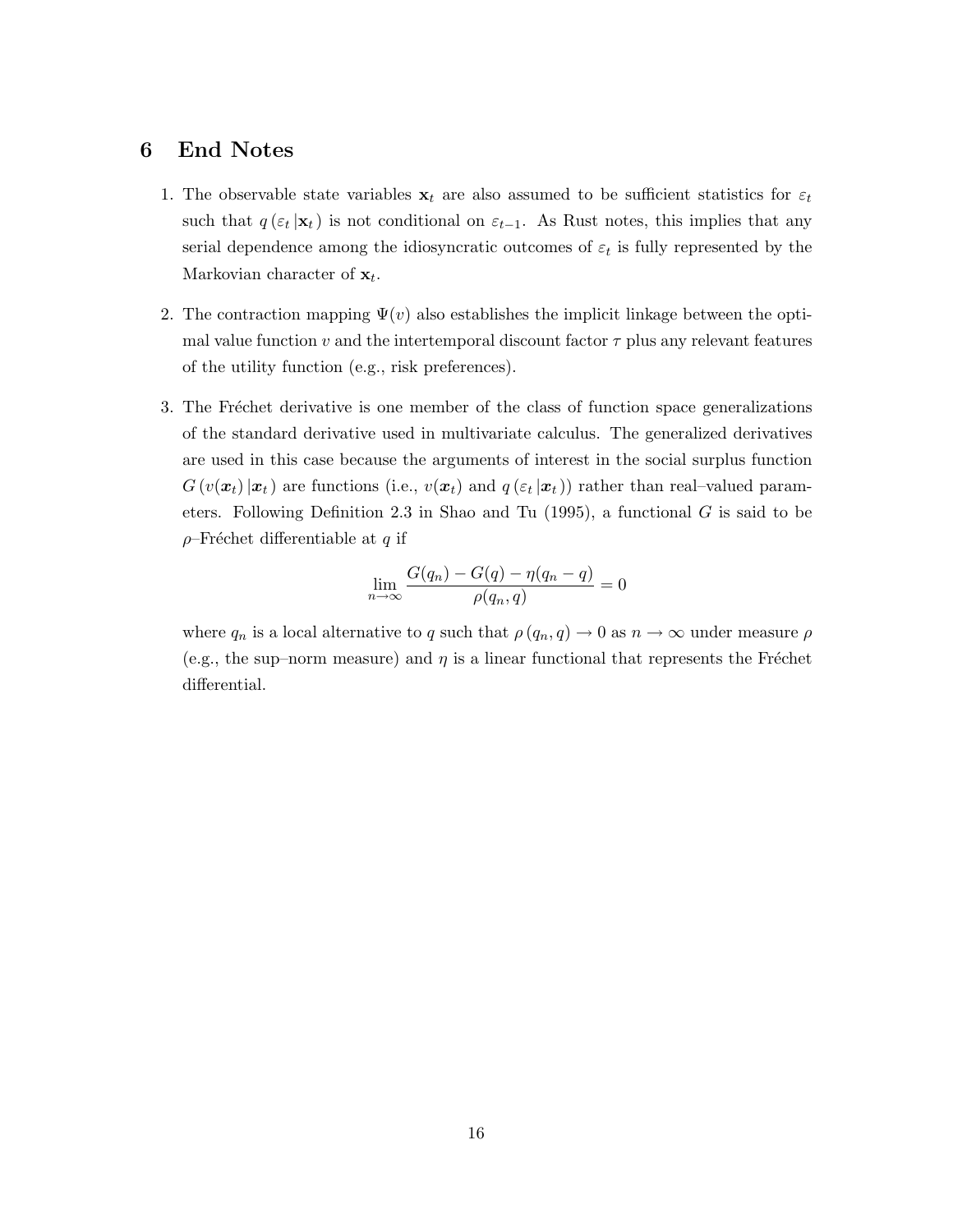## 6 End Notes

1. The observable state variables $\mathbf{x}_t$ are also assumed to be sufficient statistics for $\varepsilon_t$ such that $q(\varepsilon_t | \mathbf{x}_t)$ is not conditional on $\varepsilon_{t-1}$. As Rust notes, this implies that any serial dependence among the idiosyncratic outcomes of $\varepsilon_t$ is fully represented by the Markovian character of $\mathbf{x}_t$.

2. The contraction mapping $\Psi(v)$ also establishes the implicit linkage between the optimal value function $v$ and the intertemporal discount factor $\tau$ plus any relevant features of the utility function (e.g., risk preferences).

3. The Fréchet derivative is one member of the class of function space generalizations of the standard derivative used in multivariate calculus. The generalized derivatives are used in this case because the arguments of interest in the social surplus function $G(v(\boldsymbol{x}_t) | \boldsymbol{x}_t)$ are functions (i.e., $v(\boldsymbol{x}_t)$ and $q(\varepsilon_t | \boldsymbol{x}_t)$) rather than real–valued parameters. Following Definition 2.3 in Shao and Tu (1995), a functional $G$ is said to be $\rho$–Fréchet differentiable at $q$ if

$$\lim_{n \to \infty} \frac{G(q_n) - G(q) - \eta(q_n - q)}{\rho(q_n, q)} = 0$$

   where $q_n$ is a local alternative to $q$ such that $\rho(q_n, q) \to 0$ as $n \to \infty$ under measure $\rho$ (e.g., the sup–norm measure) and $\eta$ is a linear functional that represents the Fréchet differential.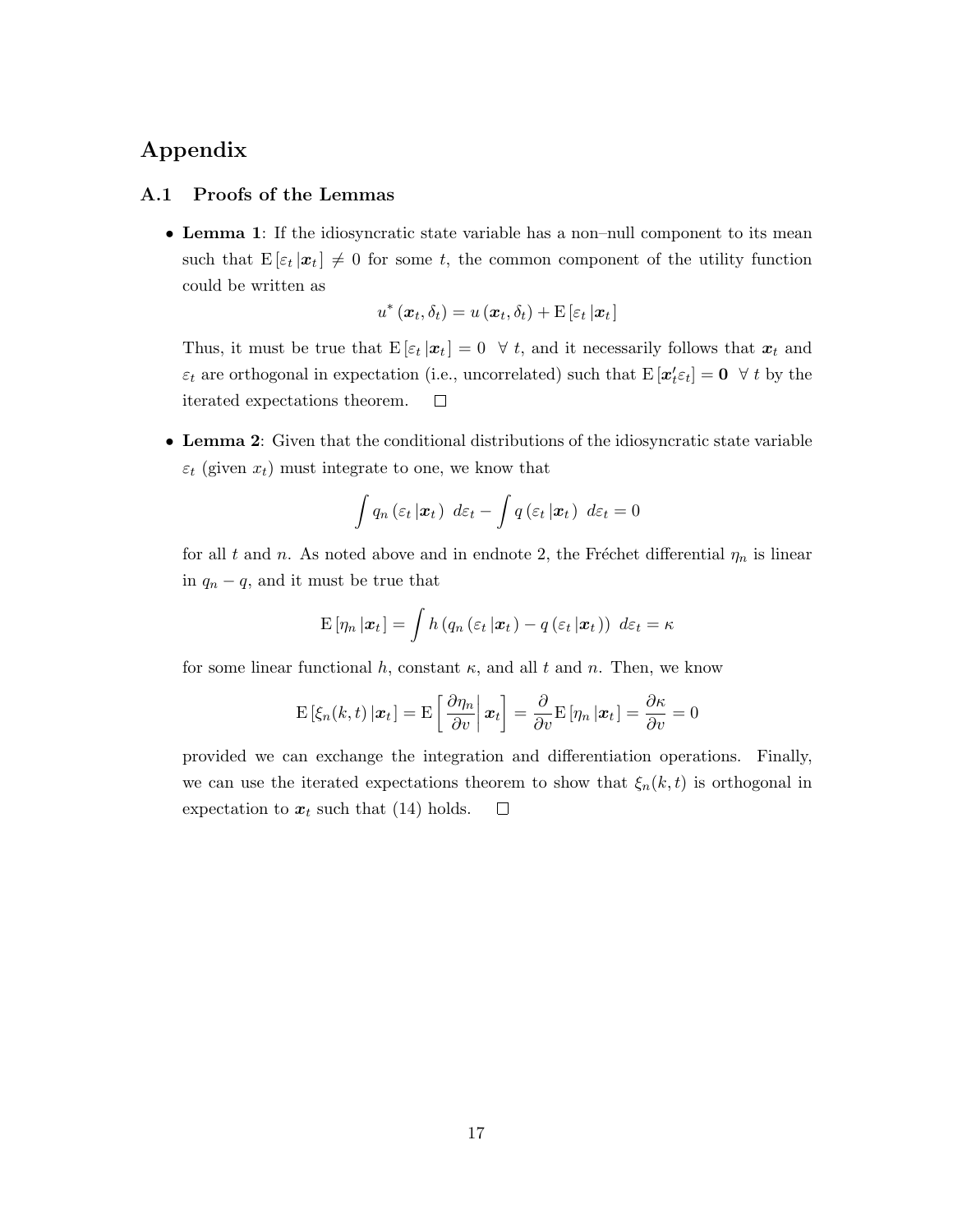# Appendix

## A.1 Proofs of the Lemmas

- **Lemma 1**: If the idiosyncratic state variable has a non–null component to its mean such that $\mathrm{E}[\varepsilon_t \,|\boldsymbol{x}_t] \neq 0$ for some $t$, the common component of the utility function could be written as

$$u^*(\boldsymbol{x}_t, \delta_t) = u(\boldsymbol{x}_t, \delta_t) + \mathrm{E}[\varepsilon_t \,|\boldsymbol{x}_t]$$

  Thus, it must be true that $\mathrm{E}[\varepsilon_t \,|\boldsymbol{x}_t] = 0 \ \ \forall\, t$, and it necessarily follows that $\boldsymbol{x}_t$ and $\varepsilon_t$ are orthogonal in expectation (i.e., uncorrelated) such that $\mathrm{E}[\boldsymbol{x}_t' \varepsilon_t] = \boldsymbol{0} \ \ \forall\, t$ by the iterated expectations theorem. □

- **Lemma 2**: Given that the conditional distributions of the idiosyncratic state variable $\varepsilon_t$ (given $x_t$) must integrate to one, we know that

$$\int q_n(\varepsilon_t \,|\boldsymbol{x}_t) \ d\varepsilon_t - \int q(\varepsilon_t \,|\boldsymbol{x}_t) \ d\varepsilon_t = 0$$

  for all $t$ and $n$. As noted above and in endnote 2, the Fréchet differential $\eta_n$ is linear in $q_n - q$, and it must be true that

$$\mathrm{E}[\eta_n \,|\boldsymbol{x}_t] = \int h\left(q_n(\varepsilon_t \,|\boldsymbol{x}_t) - q(\varepsilon_t \,|\boldsymbol{x}_t)\right) \ d\varepsilon_t = \kappa$$

  for some linear functional $h$, constant $\kappa$, and all $t$ and $n$. Then, we know

$$\mathrm{E}[\xi_n(k,t) \,|\boldsymbol{x}_t] = \mathrm{E}\left[\left.\frac{\partial \eta_n}{\partial v}\right| \boldsymbol{x}_t\right] = \frac{\partial}{\partial v}\mathrm{E}[\eta_n \,|\boldsymbol{x}_t] = \frac{\partial \kappa}{\partial v} = 0$$

  provided we can exchange the integration and differentiation operations. Finally, we can use the iterated expectations theorem to show that $\xi_n(k,t)$ is orthogonal in expectation to $\boldsymbol{x}_t$ such that (14) holds. □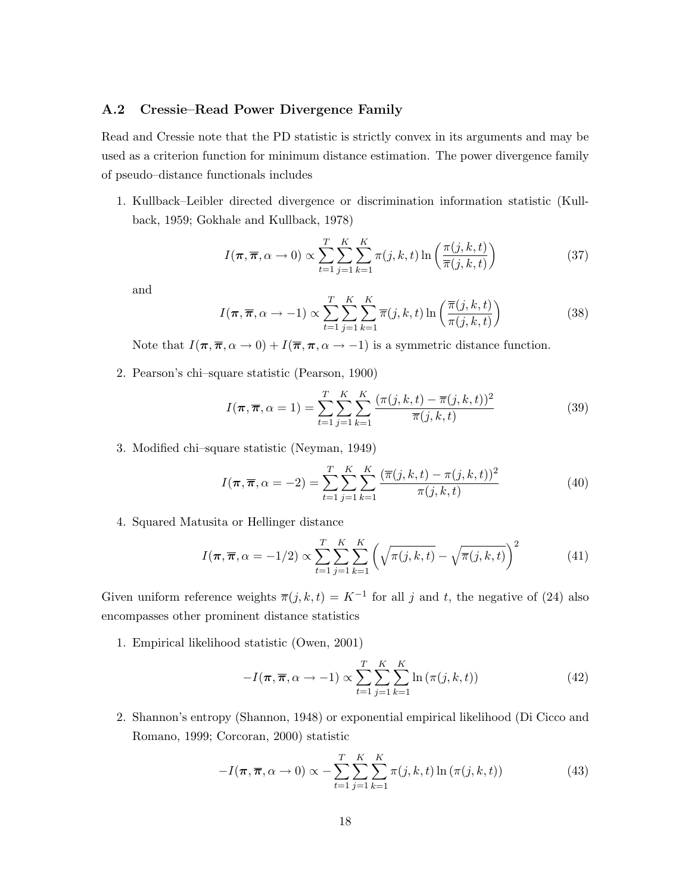### A.2 Cressie–Read Power Divergence Family

Read and Cressie note that the PD statistic is strictly convex in its arguments and may be used as a criterion function for minimum distance estimation. The power divergence family of pseudo–distance functionals includes

1. Kullback–Leibler directed divergence or discrimination information statistic (Kullback, 1959; Gokhale and Kullback, 1978)

$$I(\boldsymbol{\pi}, \overline{\boldsymbol{\pi}}, \alpha \to 0) \propto \sum_{t=1}^{T}\sum_{j=1}^{K}\sum_{k=1}^{K} \pi(j,k,t) \ln\left(\frac{\pi(j,k,t)}{\overline{\pi}(j,k,t)}\right) \tag{37}$$

   and

$$I(\boldsymbol{\pi}, \overline{\boldsymbol{\pi}}, \alpha \to -1) \propto \sum_{t=1}^{T}\sum_{j=1}^{K}\sum_{k=1}^{K} \overline{\pi}(j,k,t) \ln\left(\frac{\overline{\pi}(j,k,t)}{\pi(j,k,t)}\right) \tag{38}$$

   Note that $I(\boldsymbol{\pi}, \overline{\boldsymbol{\pi}}, \alpha \to 0) + I(\overline{\boldsymbol{\pi}}, \boldsymbol{\pi}, \alpha \to -1)$ is a symmetric distance function.

2. Pearson's chi–square statistic (Pearson, 1900)

$$I(\boldsymbol{\pi}, \overline{\boldsymbol{\pi}}, \alpha = 1) = \sum_{t=1}^{T}\sum_{j=1}^{K}\sum_{k=1}^{K} \frac{(\pi(j,k,t) - \overline{\pi}(j,k,t))^2}{\overline{\pi}(j,k,t)} \tag{39}$$

3. Modified chi–square statistic (Neyman, 1949)

$$I(\boldsymbol{\pi}, \overline{\boldsymbol{\pi}}, \alpha = -2) = \sum_{t=1}^{T}\sum_{j=1}^{K}\sum_{k=1}^{K} \frac{(\overline{\pi}(j,k,t) - \pi(j,k,t))^2}{\pi(j,k,t)} \tag{40}$$

4. Squared Matusita or Hellinger distance

$$I(\boldsymbol{\pi}, \overline{\boldsymbol{\pi}}, \alpha = -1/2) \propto \sum_{t=1}^{T}\sum_{j=1}^{K}\sum_{k=1}^{K} \left(\sqrt{\pi(j,k,t)} - \sqrt{\overline{\pi}(j,k,t)}\right)^2 \tag{41}$$

Given uniform reference weights $\overline{\pi}(j,k,t) = K^{-1}$ for all $j$ and $t$, the negative of (24) also encompasses other prominent distance statistics

1. Empirical likelihood statistic (Owen, 2001)

$$-I(\boldsymbol{\pi}, \overline{\boldsymbol{\pi}}, \alpha \to -1) \propto \sum_{t=1}^{T}\sum_{j=1}^{K}\sum_{k=1}^{K} \ln\left(\pi(j,k,t)\right) \tag{42}$$

2. Shannon's entropy (Shannon, 1948) or exponential empirical likelihood (Di Cicco and Romano, 1999; Corcoran, 2000) statistic

$$-I(\boldsymbol{\pi}, \overline{\boldsymbol{\pi}}, \alpha \to 0) \propto -\sum_{t=1}^{T}\sum_{j=1}^{K}\sum_{k=1}^{K} \pi(j,k,t) \ln\left(\pi(j,k,t)\right) \tag{43}$$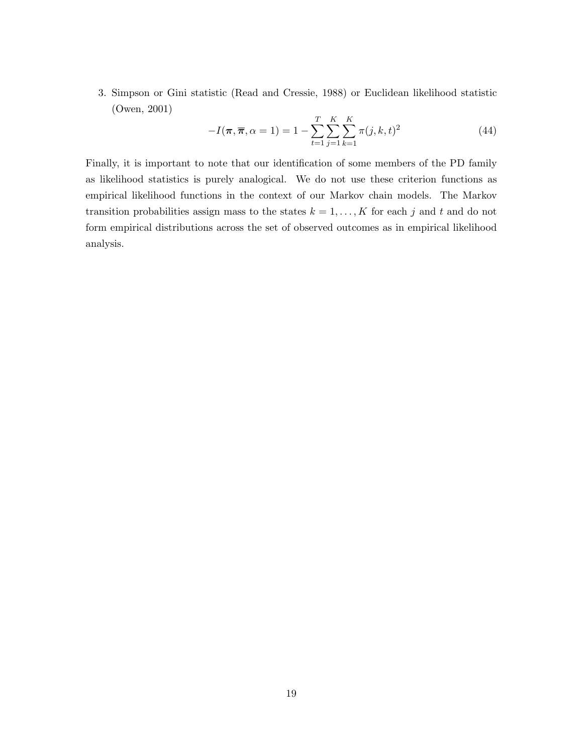3. Simpson or Gini statistic (Read and Cressie, 1988) or Euclidean likelihood statistic (Owen, 2001)

$$-I(\boldsymbol{\pi}, \overline{\boldsymbol{\pi}}, \alpha = 1) = 1 - \sum_{t=1}^{T} \sum_{j=1}^{K} \sum_{k=1}^{K} \pi(j, k, t)^2 \tag{44}$$

Finally, it is important to note that our identification of some members of the PD family as likelihood statistics is purely analogical. We do not use these criterion functions as empirical likelihood functions in the context of our Markov chain models. The Markov transition probabilities assign mass to the states $k = 1, \ldots, K$ for each $j$ and $t$ and do not form empirical distributions across the set of observed outcomes as in empirical likelihood analysis.